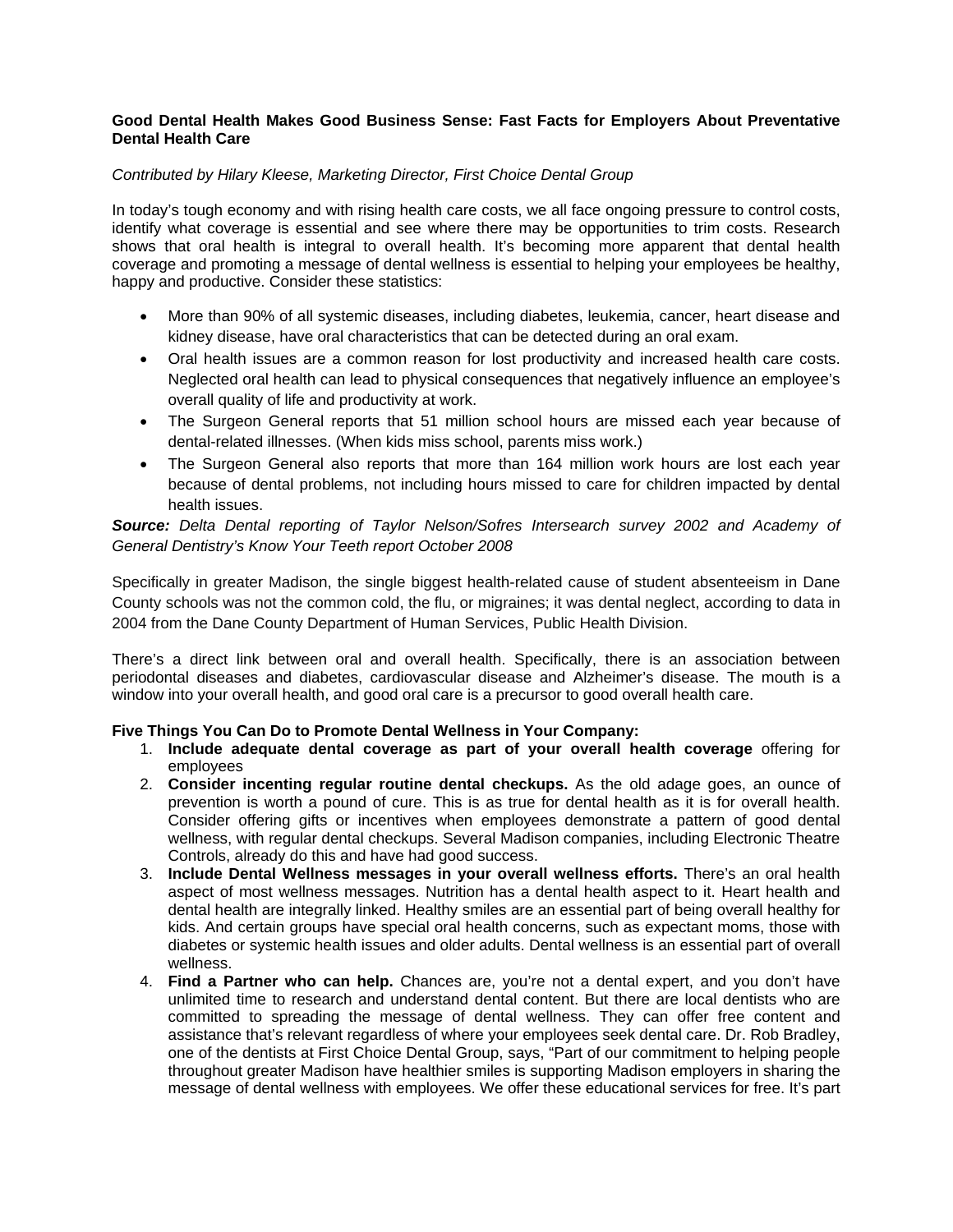**Good Dental Health Makes Good Business Sense: Fast Facts for Employers About Preventative Dental Health Care**

*Contributed by Hilary Kleese, Marketing Director, First Choice Dental Group*

In today's tough economy and with rising health care costs, we all face ongoing pressure to control costs, identify what coverage is essential and see where there may be opportunities to trim costs. Research shows that oral health is integral to overall health. It's becoming more apparent that dental health coverage and promoting a message of dental wellness is essential to helping your employees be healthy, happy and productive. Consider these statistics:

- More than 90% of all systemic diseases, including diabetes, leukemia, cancer, heart disease and kidney disease, have oral characteristics that can be detected during an oral exam.
- Oral health issues are a common reason for lost productivity and increased health care costs. Neglected oral health can lead to physical consequences that negatively influence an employee's overall quality of life and productivity at work.
- The Surgeon General reports that 51 million school hours are missed each year because of dental-related illnesses. (When kids miss school, parents miss work.)
- The Surgeon General also reports that more than 164 million work hours are lost each year because of dental problems, not including hours missed to care for children impacted by dental health issues.

***Source:*** *Delta Dental reporting of Taylor Nelson/Sofres Intersearch survey 2002 and Academy of General Dentistry's Know Your Teeth report October 2008*

Specifically in greater Madison, the single biggest health-related cause of student absenteeism in Dane County schools was not the common cold, the flu, or migraines; it was dental neglect, according to data in 2004 from the Dane County Department of Human Services, Public Health Division.

There's a direct link between oral and overall health. Specifically, there is an association between periodontal diseases and diabetes, cardiovascular disease and Alzheimer's disease. The mouth is a window into your overall health, and good oral care is a precursor to good overall health care.

**Five Things You Can Do to Promote Dental Wellness in Your Company:**

1. **Include adequate dental coverage as part of your overall health coverage** offering for employees
2. **Consider incenting regular routine dental checkups.** As the old adage goes, an ounce of prevention is worth a pound of cure. This is as true for dental health as it is for overall health. Consider offering gifts or incentives when employees demonstrate a pattern of good dental wellness, with regular dental checkups. Several Madison companies, including Electronic Theatre Controls, already do this and have had good success.
3. **Include Dental Wellness messages in your overall wellness efforts.** There's an oral health aspect of most wellness messages. Nutrition has a dental health aspect to it. Heart health and dental health are integrally linked. Healthy smiles are an essential part of being overall healthy for kids. And certain groups have special oral health concerns, such as expectant moms, those with diabetes or systemic health issues and older adults. Dental wellness is an essential part of overall wellness.
4. **Find a Partner who can help.** Chances are, you're not a dental expert, and you don't have unlimited time to research and understand dental content. But there are local dentists who are committed to spreading the message of dental wellness. They can offer free content and assistance that's relevant regardless of where your employees seek dental care. Dr. Rob Bradley, one of the dentists at First Choice Dental Group, says, "Part of our commitment to helping people throughout greater Madison have healthier smiles is supporting Madison employers in sharing the message of dental wellness with employees. We offer these educational services for free. It's part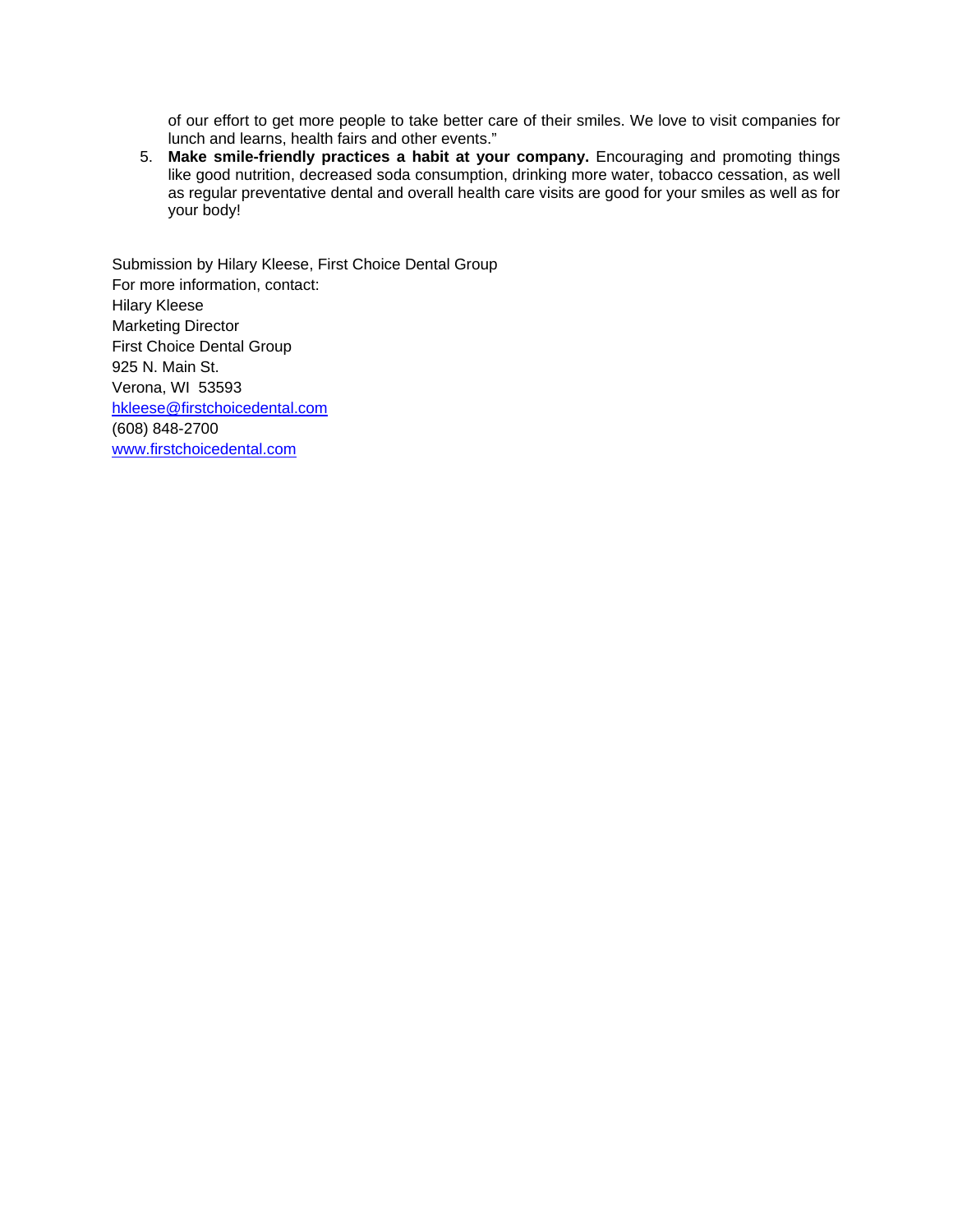of our effort to get more people to take better care of their smiles. We love to visit companies for lunch and learns, health fairs and other events."

5. **Make smile-friendly practices a habit at your company.** Encouraging and promoting things like good nutrition, decreased soda consumption, drinking more water, tobacco cessation, as well as regular preventative dental and overall health care visits are good for your smiles as well as for your body!

Submission by Hilary Kleese, First Choice Dental Group
For more information, contact:
Hilary Kleese
Marketing Director
First Choice Dental Group
925 N. Main St.
Verona, WI 53593
hkleese@firstchoicedental.com
(608) 848-2700
www.firstchoicedental.com